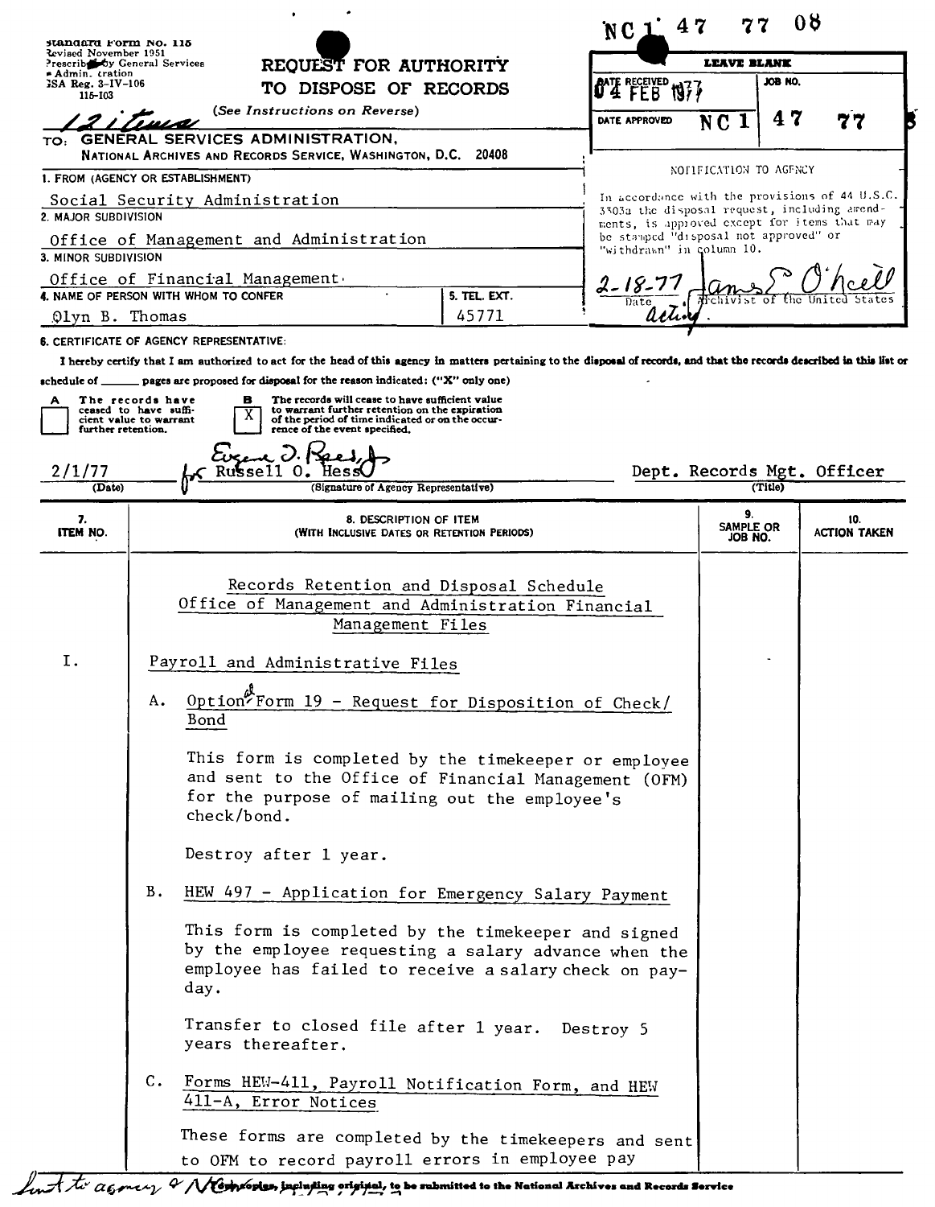Standard Form No. 115
Revised November 1951
Prescribed by General Services Administration
GSA Reg. 3-IV-106
115-103

NC1 47 77 08

# REQUEST FOR AUTHORITY TO DISPOSE OF RECORDS

(See Instructions on Reverse)

12 items

TO: GENERAL SERVICES ADMINISTRATION, NATIONAL ARCHIVES AND RECORDS SERVICE, WASHINGTON, D.C. 20408

| LEAVE BLANK | |
|---|---|
| DATE RECEIVED 04 FEB 1977 | JOB NO. |
| DATE APPROVED | NC1 47 77 |

NOTIFICATION TO AGENCY

In accordance with the provisions of 44 U.S.C. 3303a the disposal request, including amendments, is approved except for items that may be stamped "disposal not approved" or "withdrawn" in column 10.

2-18-77 (Date) — James E. O'Neill, Acting Archivist of the United States

1. FROM (AGENCY OR ESTABLISHMENT): Social Security Administration

2. MAJOR SUBDIVISION: Office of Management and Administration

3. MINOR SUBDIVISION: Office of Financial Management

4. NAME OF PERSON WITH WHOM TO CONFER: Olyn B. Thomas

5. TEL. EXT.: 45771

6. CERTIFICATE OF AGENCY REPRESENTATIVE:

I hereby certify that I am authorized to act for the head of this agency in matters pertaining to the disposal of records, and that the records described in this list or schedule of ______ pages are proposed for disposal for the reason indicated: ("X" only one)

- [ ] A The records have ceased to have sufficient value to warrant further retention.
- [X] B The records will cease to have sufficient value to warrant further retention on the expiration of the period of time indicated or on the occurrence of the event specified.

2/1/77 (Date) — Eugene D. Reed, Jr. for Russell O. Hess (Signature of Agency Representative) — Dept. Records Mgt. Officer (Title)

| 7. ITEM NO. | 8. DESCRIPTION OF ITEM (WITH INCLUSIVE DATES OR RETENTION PERIODS) | 9. SAMPLE OR JOB NO. | 10. ACTION TAKEN |
|---|---|---|---|

Records Retention and Disposal Schedule
Office of Management and Administration Financial Management Files

I. Payroll and Administrative Files

A. Optional Form 19 - Request for Disposition of Check/Bond

This form is completed by the timekeeper or employee and sent to the Office of Financial Management (OFM) for the purpose of mailing out the employee's check/bond.

Destroy after 1 year.

B. HEW 497 - Application for Emergency Salary Payment

This form is completed by the timekeeper and signed by the employee requesting a salary advance when the employee has failed to receive a salary check on payday.

Transfer to closed file after 1 year. Destroy 5 years thereafter.

C. Forms HEW-411, Payroll Notification Form, and HEW 411-A, Error Notices

These forms are completed by the timekeepers and sent to OFM to record payroll errors in employee pay

Sent to agency & NC — Four copies, including original, to be submitted to the National Archives and Records Service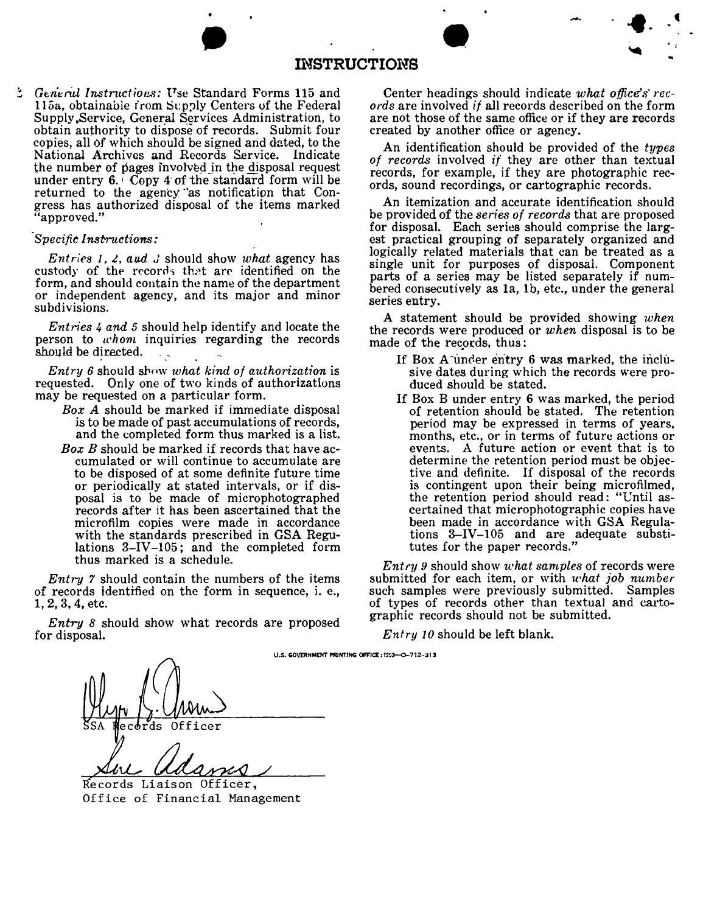# INSTRUCTIONS

*General Instructions:* Use Standard Forms 115 and 115a, obtainable from Supply Centers of the Federal Supply Service, General Services Administration, to obtain authority to dispose of records. Submit four copies, all of which should be signed and dated, to the National Archives and Records Service. Indicate the number of pages involved in the disposal request under entry 6. Copy 4 of the standard form will be returned to the agency as notification that Congress has authorized disposal of the items marked "approved."

*Specific Instructions:*

*Entries 1, 2, and 3* should show *what* agency has custody of the records that are identified on the form, and should contain the name of the department or independent agency, and its major and minor subdivisions.

*Entries 4 and 5* should help identify and locate the person to *whom* inquiries regarding the records should be directed.

*Entry 6* should show *what kind of authorization* is requested. Only one of two kinds of authorizations may be requested on a particular form.

- *Box A* should be marked if immediate disposal is to be made of past accumulations of records, and the completed form thus marked is a list.
- *Box B* should be marked if records that have accumulated or will continue to accumulate are to be disposed of at some definite future time or periodically at stated intervals, or if disposal is to be made of microphotographed records after it has been ascertained that the microfilm copies were made in accordance with the standards prescribed in GSA Regulations 3–IV–105; and the completed form thus marked is a schedule.

*Entry 7* should contain the numbers of the items of records identified on the form in sequence, i. e., 1, 2, 3, 4, etc.

*Entry 8* should show what records are proposed for disposal.

Center headings should indicate *what office's records* are involved *if* all records described on the form are not those of the same office or if they are records created by another office or agency.

An identification should be provided of the *types of records* involved *if* they are other than textual records, for example, if they are photographic records, sound recordings, or cartographic records.

An itemization and accurate identification should be provided of the *series of records* that are proposed for disposal. Each series should comprise the largest practical grouping of separately organized and logically related materials that can be treated as a single unit for purposes of disposal. Component parts of a series may be listed separately if numbered consecutively as 1a, 1b, etc., under the general series entry.

A statement should be provided showing *when* the records were produced or *when* disposal is to be made of the records, thus:

- If Box A under entry 6 was marked, the inclusive dates during which the records were produced should be stated.
- If Box B under entry 6 was marked, the period of retention should be stated. The retention period may be expressed in terms of years, months, etc., or in terms of future actions or events. A future action or event that is to determine the retention period must be objective and definite. If disposal of the records is contingent upon their being microfilmed, the retention period should read: "Until ascertained that microphotographic copies have been made in accordance with GSA Regulations 3–IV–105 and are adequate substitutes for the paper records."

*Entry 9* should show *what samples* of records were submitted for each item, or with *what job number* such samples were previously submitted. Samples of types of records other than textual and cartographic records should not be submitted.

*Entry 10* should be left blank.

U.S. GOVERNMENT PRINTING OFFICE : 1953—O-712-313

SSA Records Officer

Records Liaison Officer,
Office of Financial Management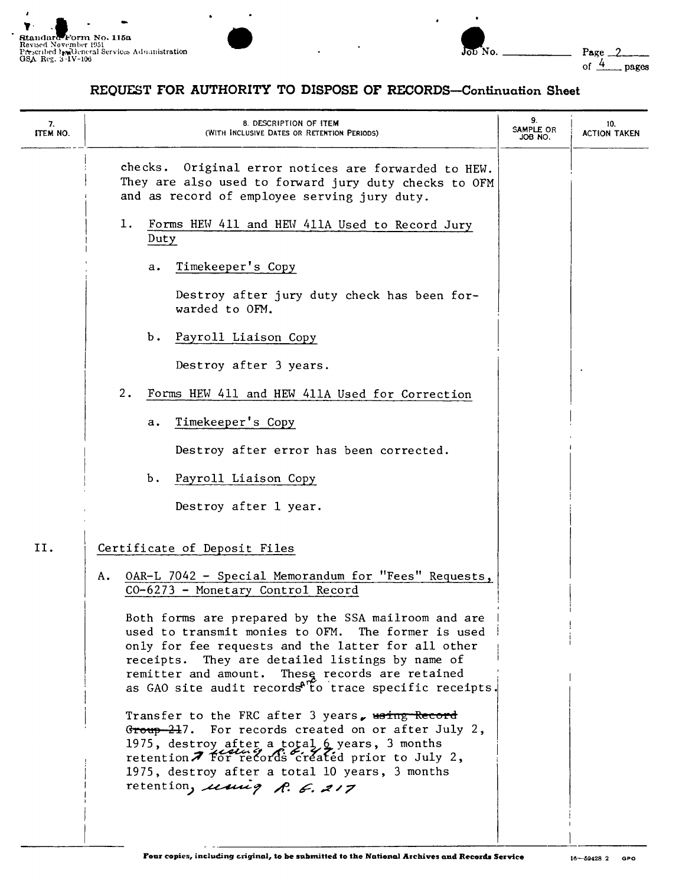## REQUEST FOR AUTHORITY TO DISPOSE OF RECORDS—Continuation Sheet

| 7. ITEM NO. | 8. DESCRIPTION OF ITEM (WITH INCLUSIVE DATES OR RETENTION PERIODS) | 9. SAMPLE OR JOB NO. | 10. ACTION TAKEN |
|---|---|---|---|
| | checks. Original error notices are forwarded to HEW. They are also used to forward jury duty checks to OFM and as record of employee serving jury duty. | | |
| | 1. Forms HEW 411 and HEW 411A Used to Record Jury Duty | | |
| | a. Timekeeper's Copy<br><br>Destroy after jury duty check has been forwarded to OFM. | | |
| | b. Payroll Liaison Copy<br><br>Destroy after 3 years. | | |
| | 2. Forms HEW 411 and HEW 411A Used for Correction | | |
| | a. Timekeeper's Copy<br><br>Destroy after error has been corrected. | | |
| | b. Payroll Liaison Copy<br><br>Destroy after 1 year. | | |
| II. | Certificate of Deposit Files | | |
| | A. OAR-L 7042 - Special Memorandum for "Fees" Requests, CO-6273 - Monetary Control Record<br><br>Both forms are prepared by the SSA mailroom and are used to transmit monies to OFM. The former is used only for fee requests and the latter for all other receipts. They are detailed listings by name of remitter and amount. These records are retained as GAO site audit records and to trace specific receipts.<br><br>Transfer to the FRC after 3 years, ~~using Record Group 21~~7. For records created on or after July 2, 1975, destroy after a total 6 years, 3 months retention, using R.G. 47. For records created prior to July 2, 1975, destroy after a total 10 years, 3 months retention, using R.G. 217 | | |

Four copies, including original, to be submitted to the National Archives and Records Service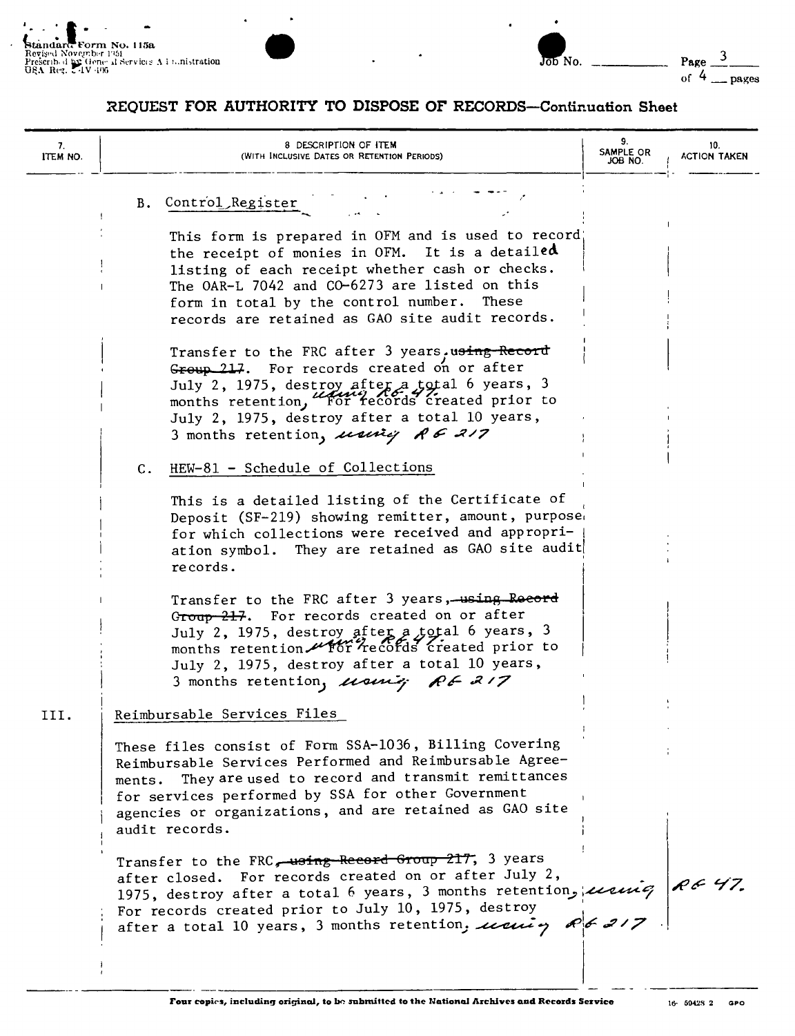Standard Form No. 115a
Revised November 1951
Prescribed by General Services Administration
GSA Reg. 3-IV-106

Job No. ________ Page 3 of 4 pages

## REQUEST FOR AUTHORITY TO DISPOSE OF RECORDS—Continuation Sheet

| 7. ITEM NO. | 8. DESCRIPTION OF ITEM (WITH INCLUSIVE DATES OR RETENTION PERIODS) | 9. SAMPLE OR JOB NO. | 10. ACTION TAKEN |
|---|---|---|---|
| | B. Control Register<br><br>This form is prepared in OFM and is used to record the receipt of monies in OFM. It is a detailed listing of each receipt whether cash or checks. The OAR-L 7042 and CO-6273 are listed on this form in total by the control number. These records are retained as GAO site audit records.<br><br>Transfer to the FRC after 3 years, ~~using Record Group 217~~. For records created on or after July 2, 1975, destroy after a total 6 years, 3 months retention, using RG 47. For records created prior to July 2, 1975, destroy after a total 10 years, 3 months retention, using RG 217 | | |
| | C. HEW-81 - Schedule of Collections<br><br>This is a detailed listing of the Certificate of Deposit (SF-219) showing remitter, amount, purpose for which collections were received and appropriation symbol. They are retained as GAO site audit records.<br><br>Transfer to the FRC after 3 years, ~~using Record Group 217~~. For records created on or after July 2, 1975, destroy after a total 6 years, 3 months retention using RG 47. For records created prior to July 2, 1975, destroy after a total 10 years, 3 months retention, using RG 217 | | |
| III. | Reimbursable Services Files<br><br>These files consist of Form SSA-1036, Billing Covering Reimbursable Services Performed and Reimbursable Agreements. They are used to record and transmit remittances for services performed by SSA for other Government agencies or organizations, and are retained as GAO site audit records.<br><br>Transfer to the FRC, ~~using Record Group 217~~, 3 years after closed. For records created on or after July 2, 1975, destroy after a total 6 years, 3 months retention, using RG 47. For records created prior to July 10, 1975, destroy after a total 10 years, 3 months retention, using RG 217 | | |

Four copies, including original, to be submitted to the National Archives and Records Service

16-50428-2 GPO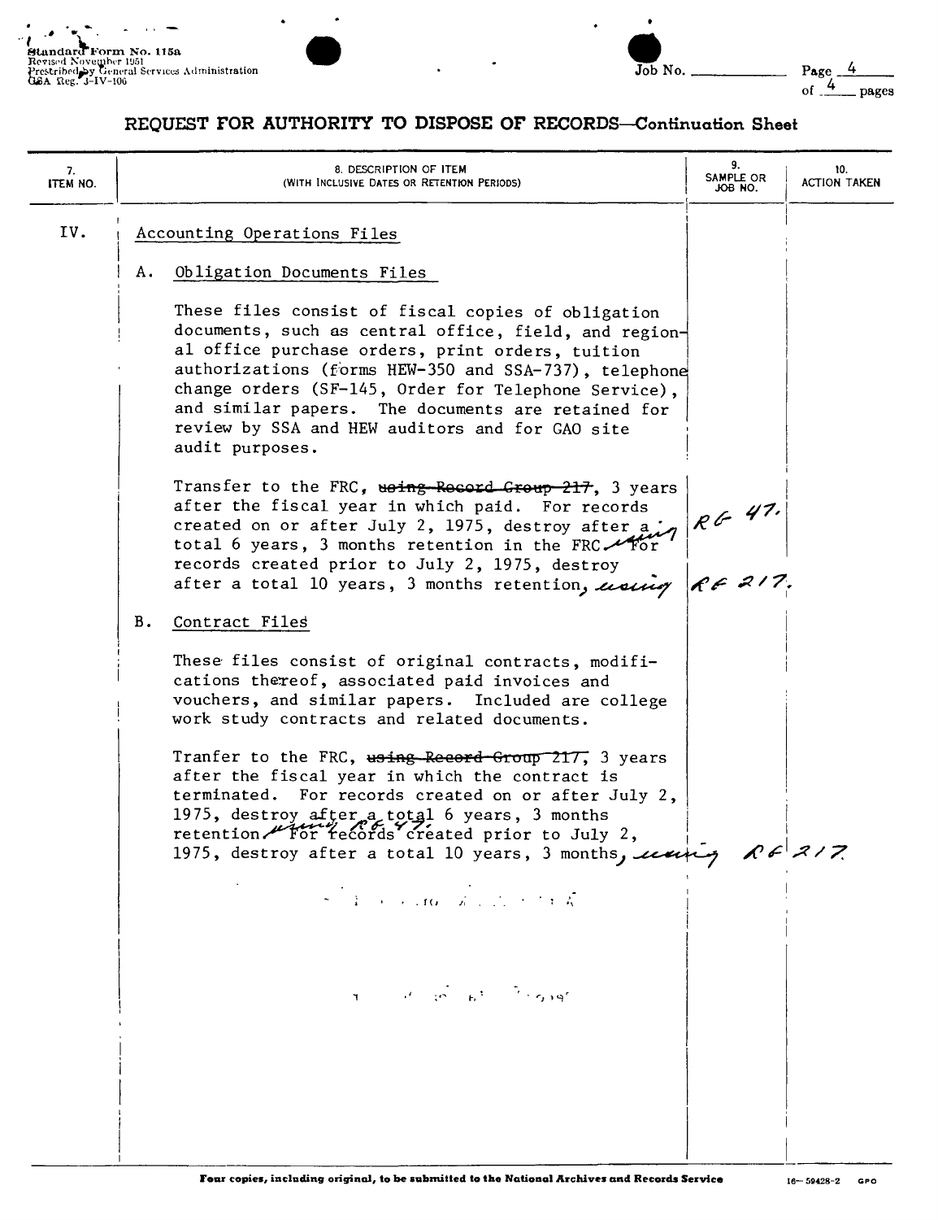Standard Form No. 115a
Revised November 1951
Prescribed by General Services Administration
GSA Reg. 3-IV-106

Job No. ____________ Page 4 of 4 pages

# REQUEST FOR AUTHORITY TO DISPOSE OF RECORDS—Continuation Sheet

| 7. ITEM NO. | 8. DESCRIPTION OF ITEM (WITH INCLUSIVE DATES OR RETENTION PERIODS) | 9. SAMPLE OR JOB NO. | 10. ACTION TAKEN |
|---|---|---|---|
| IV. | Accounting Operations Files | | |
| | A. Obligation Documents Files | | |
| | These files consist of fiscal copies of obligation documents, such as central office, field, and regional office purchase orders, print orders, tuition authorizations (forms HEW-350 and SSA-737), telephone change orders (SF-145, Order for Telephone Service), and similar papers. The documents are retained for review by SSA and HEW auditors and for GAO site audit purposes. | | |
| | Transfer to the FRC, ~~using Record Group 217~~, 3 years after the fiscal year in which paid. For records created on or after July 2, 1975, destroy after a total 6 years, 3 months retention in the FRC, using RG 47. For records created prior to July 2, 1975, destroy after a total 10 years, 3 months retention, using RG 217. | | |
| | B. Contract Files | | |
| | These files consist of original contracts, modifications thereof, associated paid invoices and vouchers, and similar papers. Included are college work study contracts and related documents. | | |
| | Tranfer to the FRC, ~~using Record Group 217~~, 3 years after the fiscal year in which the contract is terminated. For records created on or after July 2, 1975, destroy after a total 6 years, 3 months retention, using RG 47. For records created prior to July 2, 1975, destroy after a total 10 years, 3 months, using RG 217. | | |

Four copies, including original, to be submitted to the National Archives and Records Service

16—59428-2 GPO